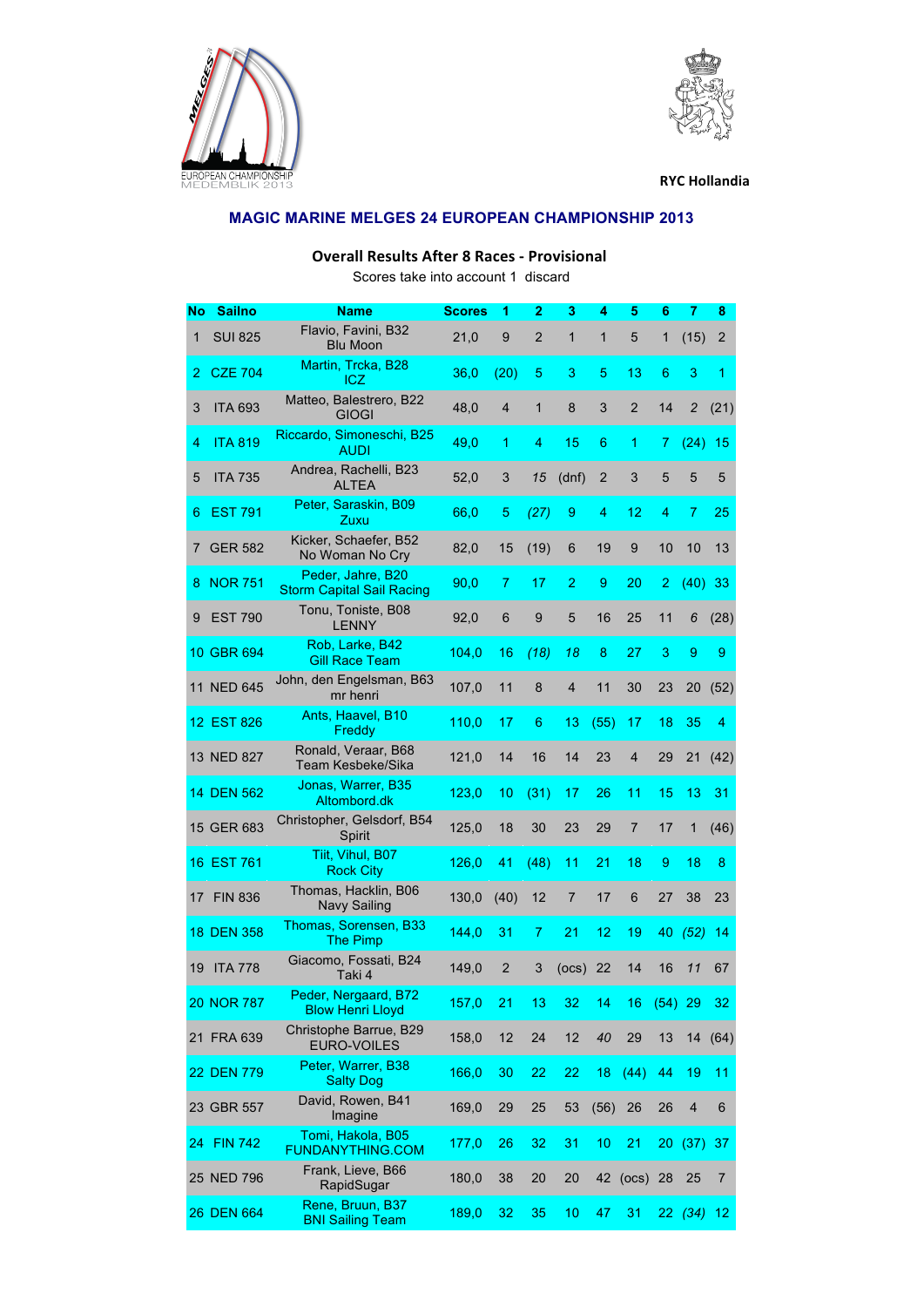RYC Hollandia

## MAGIC MARINE MELGES 24 EUROPEAN CHAMPIONSHIP 2013

### Overall Results After 8 Races - Provisional

Scores take into account 1 discard

| No | Sailno | Name | Scores | 1 | 2 | 3 | 4 | 5 | 6 | 7 | 8 |
|---|---|---|---|---|---|---|---|---|---|---|---|
| 1 | SUI 825 | Flavio, Favini, B32 Blu Moon | 21,0 | 9 | 2 | 1 | 1 | 5 | 1 | (15) | 2 |
| 2 | CZE 704 | Martin, Trcka, B28 ICZ | 36,0 | (20) | 5 | 3 | 5 | 13 | 6 | 3 | 1 |
| 3 | ITA 693 | Matteo, Balestrero, B22 GIOGI | 48,0 | 4 | 1 | 8 | 3 | 2 | 14 | 2 | (21) |
| 4 | ITA 819 | Riccardo, Simoneschi, B25 AUDI | 49,0 | 1 | 4 | 15 | 6 | 1 | 7 | (24) | 15 |
| 5 | ITA 735 | Andrea, Rachelli, B23 ALTEA | 52,0 | 3 | 15 | (dnf) | 2 | 3 | 5 | 5 | 5 |
| 6 | EST 791 | Peter, Saraskin, B09 Zuxu | 66,0 | 5 | (27) | 9 | 4 | 12 | 4 | 7 | 25 |
| 7 | GER 582 | Kicker, Schaefer, B52 No Woman No Cry | 82,0 | 15 | (19) | 6 | 19 | 9 | 10 | 10 | 13 |
| 8 | NOR 751 | Peder, Jahre, B20 Storm Capital Sail Racing | 90,0 | 7 | 17 | 2 | 9 | 20 | 2 | (40) | 33 |
| 9 | EST 790 | Tonu, Toniste, B08 LENNY | 92,0 | 6 | 9 | 5 | 16 | 25 | 11 | 6 | (28) |
| 10 | GBR 694 | Rob, Larke, B42 Gill Race Team | 104,0 | 16 | (18) | 18 | 8 | 27 | 3 | 9 | 9 |
| 11 | NED 645 | John, den Engelsman, B63 mr henri | 107,0 | 11 | 8 | 4 | 11 | 30 | 23 | 20 | (52) |
| 12 | EST 826 | Ants, Haavel, B10 Freddy | 110,0 | 17 | 6 | 13 | (55) | 17 | 18 | 35 | 4 |
| 13 | NED 827 | Ronald, Veraar, B68 Team Kesbeke/Sika | 121,0 | 14 | 16 | 14 | 23 | 4 | 29 | 21 | (42) |
| 14 | DEN 562 | Jonas, Warrer, B35 Altombord.dk | 123,0 | 10 | (31) | 17 | 26 | 11 | 15 | 13 | 31 |
| 15 | GER 683 | Christopher, Gelsdorf, B54 Spirit | 125,0 | 18 | 30 | 23 | 29 | 7 | 17 | 1 | (46) |
| 16 | EST 761 | Tiit, Vihul, B07 Rock City | 126,0 | 41 | (48) | 11 | 21 | 18 | 9 | 18 | 8 |
| 17 | FIN 836 | Thomas, Hacklin, B06 Navy Sailing | 130,0 | (40) | 12 | 7 | 17 | 6 | 27 | 38 | 23 |
| 18 | DEN 358 | Thomas, Sorensen, B33 The Pimp | 144,0 | 31 | 7 | 21 | 12 | 19 | 40 | (52) | 14 |
| 19 | ITA 778 | Giacomo, Fossati, B24 Taki 4 | 149,0 | 2 | 3 | (ocs) | 22 | 14 | 16 | 11 | 67 |
| 20 | NOR 787 | Peder, Nergaard, B72 Blow Henri Lloyd | 157,0 | 21 | 13 | 32 | 14 | 16 | (54) | 29 | 32 |
| 21 | FRA 639 | Christophe Barrue, B29 EURO-VOILES | 158,0 | 12 | 24 | 12 | 40 | 29 | 13 | 14 | (64) |
| 22 | DEN 779 | Peter, Warrer, B38 Salty Dog | 166,0 | 30 | 22 | 22 | 18 | (44) | 44 | 19 | 11 |
| 23 | GBR 557 | David, Rowen, B41 Imagine | 169,0 | 29 | 25 | 53 | (56) | 26 | 26 | 4 | 6 |
| 24 | FIN 742 | Tomi, Hakola, B05 FUNDANYTHING.COM | 177,0 | 26 | 32 | 31 | 10 | 21 | 20 | (37) | 37 |
| 25 | NED 796 | Frank, Lieve, B66 RapidSugar | 180,0 | 38 | 20 | 20 | 42 | (ocs) | 28 | 25 | 7 |
| 26 | DEN 664 | Rene, Bruun, B37 BNI Sailing Team | 189,0 | 32 | 35 | 10 | 47 | 31 | 22 | (34) | 12 |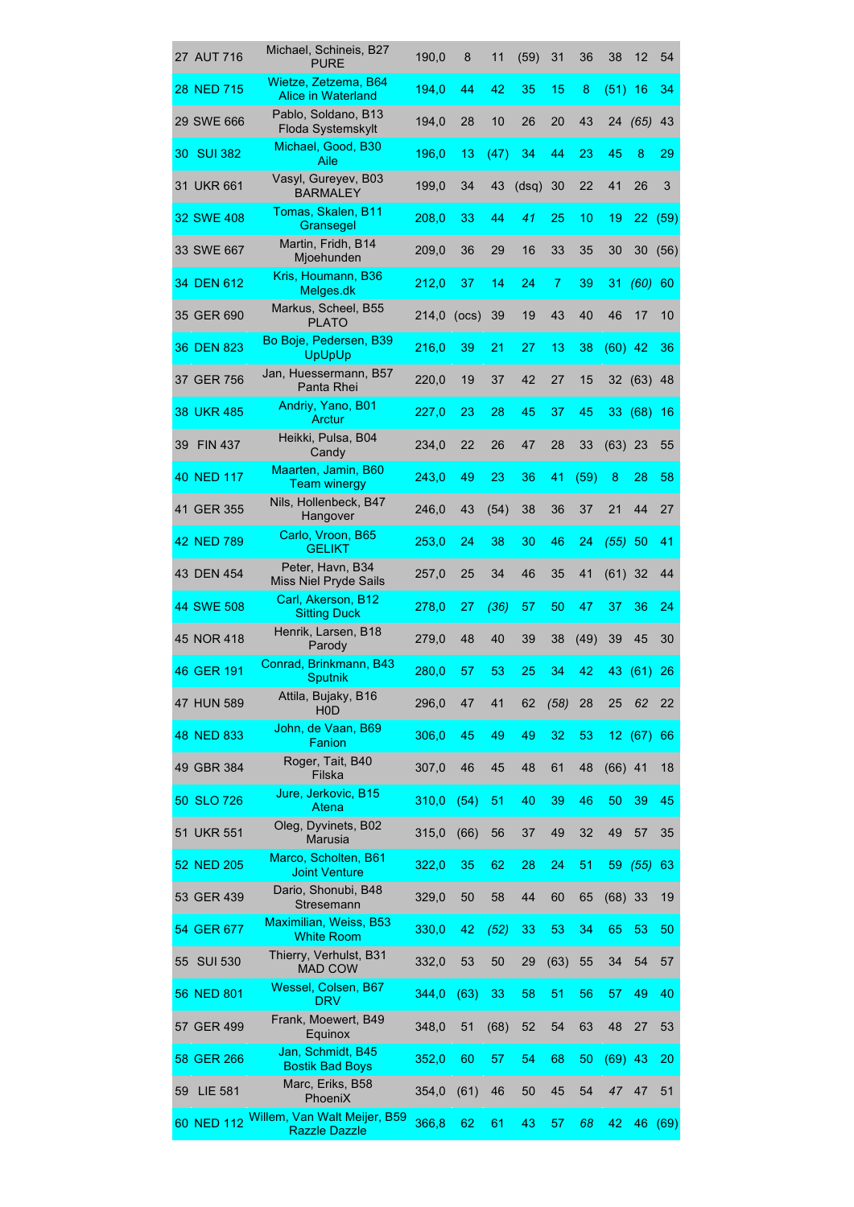| | | | | | | | | | | | |
|---|---|---|---|---|---|---|---|---|---|---|---|
| 27 | AUT 716 | Michael, Schineis, B27 PURE | 190,0 | 8 | 11 | (59) | 31 | 36 | 38 | 12 | 54 |
| 28 | NED 715 | Wietze, Zetzema, B64 Alice in Waterland | 194,0 | 44 | 42 | 35 | 15 | 8 | (51) | 16 | 34 |
| 29 | SWE 666 | Pablo, Soldano, B13 Floda Systemskylt | 194,0 | 28 | 10 | 26 | 20 | 43 | 24 | *(65)* | 43 |
| 30 | SUI 382 | Michael, Good, B30 Aile | 196,0 | 13 | (47) | 34 | 44 | 23 | 45 | 8 | 29 |
| 31 | UKR 661 | Vasyl, Gureyev, B03 BARMALEY | 199,0 | 34 | 43 | (dsq) | 30 | 22 | 41 | 26 | 3 |
| 32 | SWE 408 | Tomas, Skalen, B11 Gransegel | 208,0 | 33 | 44 | *41* | 25 | 10 | 19 | 22 | (59) |
| 33 | SWE 667 | Martin, Fridh, B14 Mjoehunden | 209,0 | 36 | 29 | 16 | 33 | 35 | 30 | 30 | (56) |
| 34 | DEN 612 | Kris, Houmann, B36 Melges.dk | 212,0 | 37 | 14 | 24 | *7* | 39 | 31 | *(60)* | 60 |
| 35 | GER 690 | Markus, Scheel, B55 PLATO | 214,0 | (ocs) | 39 | 19 | 43 | 40 | 46 | 17 | 10 |
| 36 | DEN 823 | Bo Boje, Pedersen, B39 UpUpUp | 216,0 | 39 | 21 | 27 | 13 | 38 | (60) | 42 | 36 |
| 37 | GER 756 | Jan, Huessermann, B57 Panta Rhei | 220,0 | 19 | 37 | 42 | 27 | 15 | 32 | (63) | 48 |
| 38 | UKR 485 | Andriy, Yano, B01 Arctur | 227,0 | 23 | 28 | 45 | 37 | 45 | 33 | (68) | 16 |
| 39 | FIN 437 | Heikki, Pulsa, B04 Candy | 234,0 | 22 | 26 | 47 | 28 | 33 | (63) | 23 | 55 |
| 40 | NED 117 | Maarten, Jamin, B60 Team winergy | 243,0 | 49 | 23 | 36 | 41 | (59) | 8 | 28 | 58 |
| 41 | GER 355 | Nils, Hollenbeck, B47 Hangover | 246,0 | 43 | (54) | 38 | 36 | 37 | 21 | 44 | 27 |
| 42 | NED 789 | Carlo, Vroon, B65 GELIKT | 253,0 | 24 | 38 | 30 | 46 | 24 | *(55)* | 50 | 41 |
| 43 | DEN 454 | Peter, Havn, B34 Miss Niel Pryde Sails | 257,0 | 25 | 34 | 46 | 35 | 41 | (61) | 32 | 44 |
| 44 | SWE 508 | Carl, Akerson, B12 Sitting Duck | 278,0 | 27 | *(36)* | 57 | 50 | 47 | 37 | 36 | 24 |
| 45 | NOR 418 | Henrik, Larsen, B18 Parody | 279,0 | 48 | 40 | 39 | 38 | (49) | 39 | 45 | 30 |
| 46 | GER 191 | Conrad, Brinkmann, B43 Sputnik | 280,0 | 57 | 53 | 25 | 34 | 42 | 43 | (61) | 26 |
| 47 | HUN 589 | Attila, Bujaky, B16 H0D | 296,0 | 47 | 41 | 62 | *(58)* | 28 | 25 | *62* | 22 |
| 48 | NED 833 | John, de Vaan, B69 Fanion | 306,0 | 45 | 49 | 49 | 32 | 53 | 12 | (67) | 66 |
| 49 | GBR 384 | Roger, Tait, B40 Filska | 307,0 | 46 | 45 | 48 | 61 | 48 | (66) | 41 | 18 |
| 50 | SLO 726 | Jure, Jerkovic, B15 Atena | 310,0 | (54) | 51 | 40 | 39 | 46 | 50 | 39 | 45 |
| 51 | UKR 551 | Oleg, Dyvinets, B02 Marusia | 315,0 | (66) | 56 | 37 | 49 | 32 | 49 | 57 | 35 |
| 52 | NED 205 | Marco, Scholten, B61 Joint Venture | 322,0 | 35 | 62 | 28 | 24 | 51 | 59 | *(55)* | 63 |
| 53 | GER 439 | Dario, Shonubi, B48 Stresemann | 329,0 | 50 | 58 | 44 | 60 | 65 | (68) | 33 | 19 |
| 54 | GER 677 | Maximilian, Weiss, B53 White Room | 330,0 | 42 | *(52)* | 33 | 53 | 34 | 65 | 53 | 50 |
| 55 | SUI 530 | Thierry, Verhulst, B31 MAD COW | 332,0 | 53 | 50 | 29 | (63) | 55 | 34 | 54 | 57 |
| 56 | NED 801 | Wessel, Colsen, B67 DRV | 344,0 | (63) | 33 | 58 | 51 | 56 | 57 | 49 | 40 |
| 57 | GER 499 | Frank, Moewert, B49 Equinox | 348,0 | 51 | (68) | 52 | 54 | 63 | 48 | 27 | 53 |
| 58 | GER 266 | Jan, Schmidt, B45 Bostik Bad Boys | 352,0 | 60 | 57 | 54 | 68 | 50 | (69) | 43 | 20 |
| 59 | LIE 581 | Marc, Eriks, B58 PhoeniX | 354,0 | (61) | 46 | 50 | 45 | 54 | *47* | 47 | 51 |
| 60 | NED 112 | Willem, Van Walt Meijer, B59 Razzle Dazzle | 366,8 | 62 | 61 | 43 | 57 | *68* | 42 | 46 | (69) |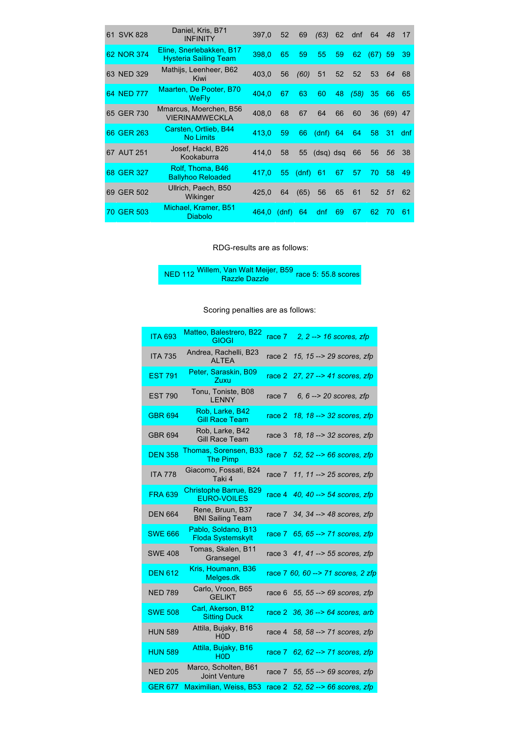| | | | | | | | | | | | |
|---|---|---|---|---|---|---|---|---|---|---|---|
| 61 SVK 828 | Daniel, Kris, B71 INFINITY | 397,0 | 52 | 69 | (63) | 62 | dnf | 64 | *48* | 17 |
| 62 NOR 374 | Eline, Snerlebakken, B17 Hysteria Sailing Team | 398,0 | 65 | 59 | 55 | 59 | 62 | (67) | 59 | 39 |
| 63 NED 329 | Mathijs, Leenheer, B62 Kiwi | 403,0 | 56 | (60) | 51 | 52 | 52 | 53 | *64* | 68 |
| 64 NED 777 | Maarten, De Pooter, B70 WeFly | 404,0 | 67 | 63 | 60 | 48 | (58) | 35 | 66 | 65 |
| 65 GER 730 | Mmarcus, Moerchen, B56 VIERINAMWECKLA | 408,0 | 68 | 67 | 64 | 66 | 60 | 36 | (69) | 47 |
| 66 GER 263 | Carsten, Ortlieb, B44 No Limits | 413,0 | 59 | 66 | (dnf) | 64 | 64 | 58 | 31 | dnf |
| 67 AUT 251 | Josef, Hackl, B26 Kookaburra | 414,0 | 58 | 55 | (dsq) | dsq | 66 | 56 | *56* | 38 |
| 68 GER 327 | Rolf, Thoma, B46 Ballyhoo Reloaded | 417,0 | 55 | (dnf) | 61 | 67 | 57 | 70 | 58 | 49 |
| 69 GER 502 | Ullrich, Paech, B50 Wikinger | 425,0 | 64 | (65) | 56 | 65 | 61 | 52 | *51* | 62 |
| 70 GER 503 | Michael, Kramer, B51 Diabolo | 464,0 | (dnf) | 64 | dnf | 69 | 67 | 62 | 70 | 61 |

RDG-results are as follows:

| | | |
|---|---|---|
| NED 112 | Willem, Van Walt Meijer, B59 Razzle Dazzle | race 5: 55.8 scores |

Scoring penalties are as follows:

| | | | |
|---|---|---|---|
| ITA 693 | Matteo, Balestrero, B22 GIOGI | race 7 | *2, 2 --> 16 scores, zfp* |
| ITA 735 | Andrea, Rachelli, B23 ALTEA | race 2 | *15, 15 --> 29 scores, zfp* |
| EST 791 | Peter, Saraskin, B09 Zuxu | race 2 | *27, 27 --> 41 scores, zfp* |
| EST 790 | Tonu, Toniste, B08 LENNY | race 7 | *6, 6 --> 20 scores, zfp* |
| GBR 694 | Rob, Larke, B42 Gill Race Team | race 2 | *18, 18 --> 32 scores, zfp* |
| GBR 694 | Rob, Larke, B42 Gill Race Team | race 3 | *18, 18 --> 32 scores, zfp* |
| DEN 358 | Thomas, Sorensen, B33 The Pimp | race 7 | *52, 52 --> 66 scores, zfp* |
| ITA 778 | Giacomo, Fossati, B24 Taki 4 | race 7 | *11, 11 --> 25 scores, zfp* |
| FRA 639 | Christophe Barrue, B29 EURO-VOILES | race 4 | *40, 40 --> 54 scores, zfp* |
| DEN 664 | Rene, Bruun, B37 BNI Sailing Team | race 7 | *34, 34 --> 48 scores, zfp* |
| SWE 666 | Pablo, Soldano, B13 Floda Systemskylt | race 7 | *65, 65 --> 71 scores, zfp* |
| SWE 408 | Tomas, Skalen, B11 Gransegel | race 3 | *41, 41 --> 55 scores, zfp* |
| DEN 612 | Kris, Houmann, B36 Melges.dk | race 7 | *60, 60 --> 71 scores, 2 zfp* |
| NED 789 | Carlo, Vroon, B65 GELIKT | race 6 | *55, 55 --> 69 scores, zfp* |
| SWE 508 | Carl, Akerson, B12 Sitting Duck | race 2 | *36, 36 --> 64 scores, arb* |
| HUN 589 | Attila, Bujaky, B16 H0D | race 4 | *58, 58 --> 71 scores, zfp* |
| HUN 589 | Attila, Bujaky, B16 H0D | race 7 | *62, 62 --> 71 scores, zfp* |
| NED 205 | Marco, Scholten, B61 Joint Venture | race 7 | *55, 55 --> 69 scores, zfp* |
| GER 677 | Maximilian, Weiss, B53 | race 2 | *52, 52 --> 66 scores, zfp* |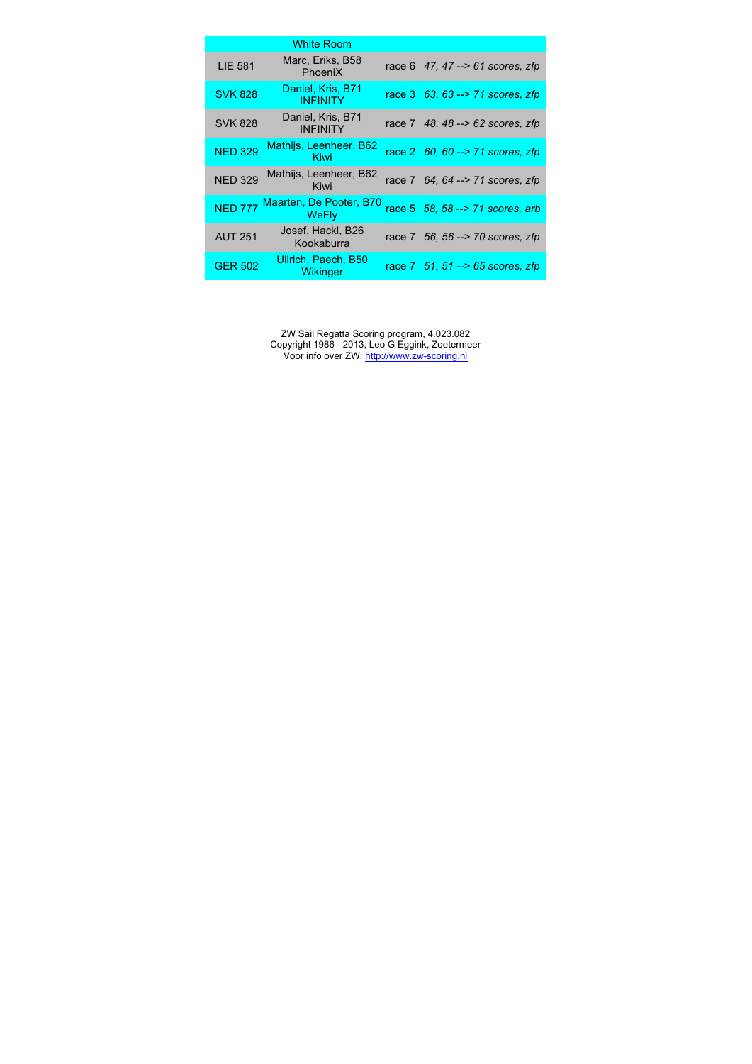| White Room | | | |
|---|---|---|---|
| LIE 581 | Marc, Eriks, B58 PhoeniX | race 6 | *47, 47 --> 61 scores, zfp* |
| SVK 828 | Daniel, Kris, B71 INFINITY | race 3 | *63, 63 --> 71 scores, zfp* |
| SVK 828 | Daniel, Kris, B71 INFINITY | race 7 | *48, 48 --> 62 scores, zfp* |
| NED 329 | Mathijs, Leenheer, B62 Kiwi | race 2 | *60, 60 --> 71 scores, zfp* |
| NED 329 | Mathijs, Leenheer, B62 Kiwi | race 7 | *64, 64 --> 71 scores, zfp* |
| NED 777 | Maarten, De Pooter, B70 WeFly | race 5 | *58, 58 --> 71 scores, arb* |
| AUT 251 | Josef, Hackl, B26 Kookaburra | race 7 | *56, 56 --> 70 scores, zfp* |
| GER 502 | Ullrich, Paech, B50 Wikinger | race 7 | *51, 51 --> 65 scores, zfp* |

ZW Sail Regatta Scoring program, 4.023.082
Copyright 1986 - 2013, Leo G Eggink, Zoetermeer
Voor info over ZW: http://www.zw-scoring.nl